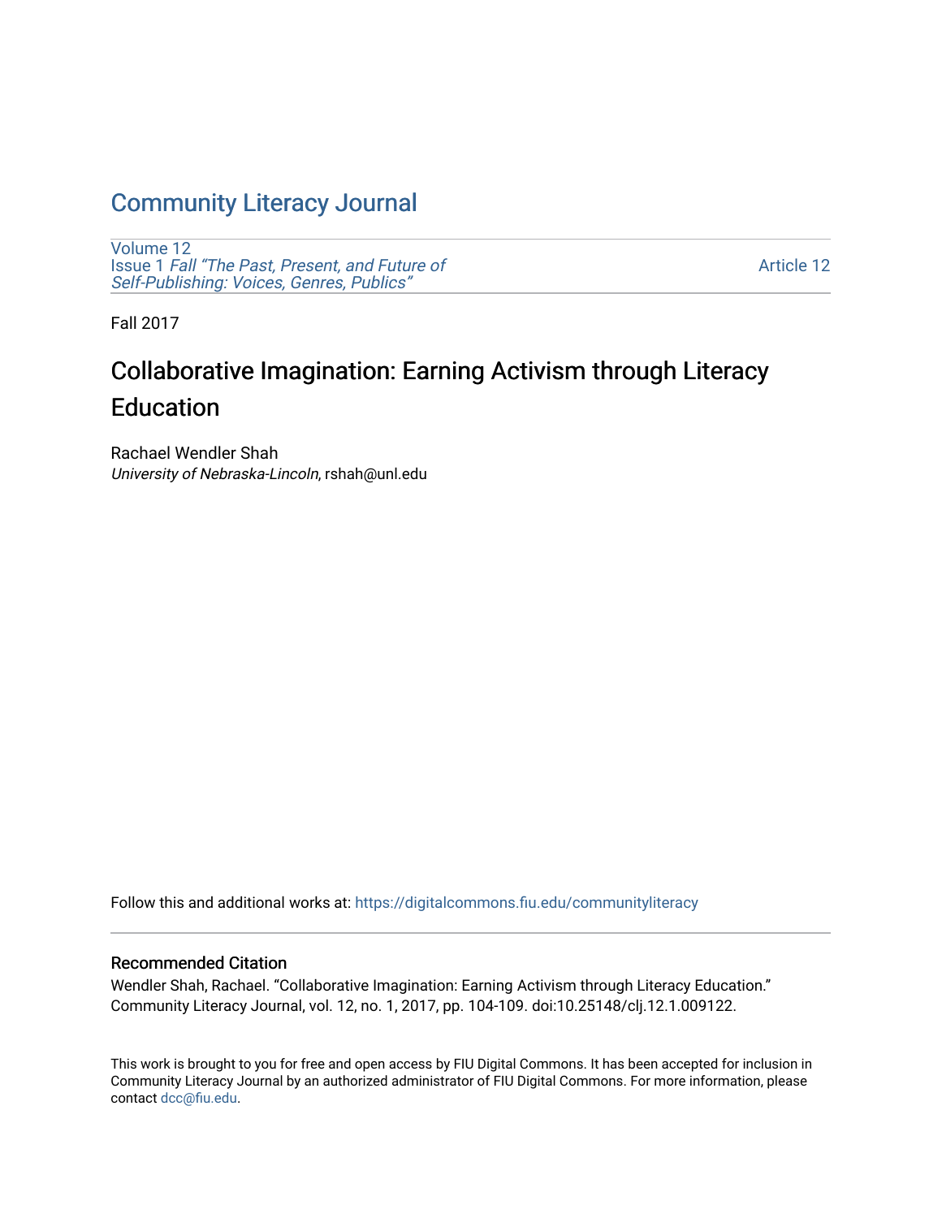# Community Literacy Journal

Volume 12
Issue 1 *Fall "The Past, Present, and Future of Self-Publishing: Voices, Genres, Publics"*

Article 12

Fall 2017

## Collaborative Imagination: Earning Activism through Literacy Education

Rachael Wendler Shah
*University of Nebraska-Lincoln*, rshah@unl.edu

Follow this and additional works at: https://digitalcommons.fiu.edu/communityliteracy

### Recommended Citation

Wendler Shah, Rachael. "Collaborative Imagination: Earning Activism through Literacy Education." Community Literacy Journal, vol. 12, no. 1, 2017, pp. 104-109. doi:10.25148/clj.12.1.009122.

This work is brought to you for free and open access by FIU Digital Commons. It has been accepted for inclusion in Community Literacy Journal by an authorized administrator of FIU Digital Commons. For more information, please contact dcc@fiu.edu.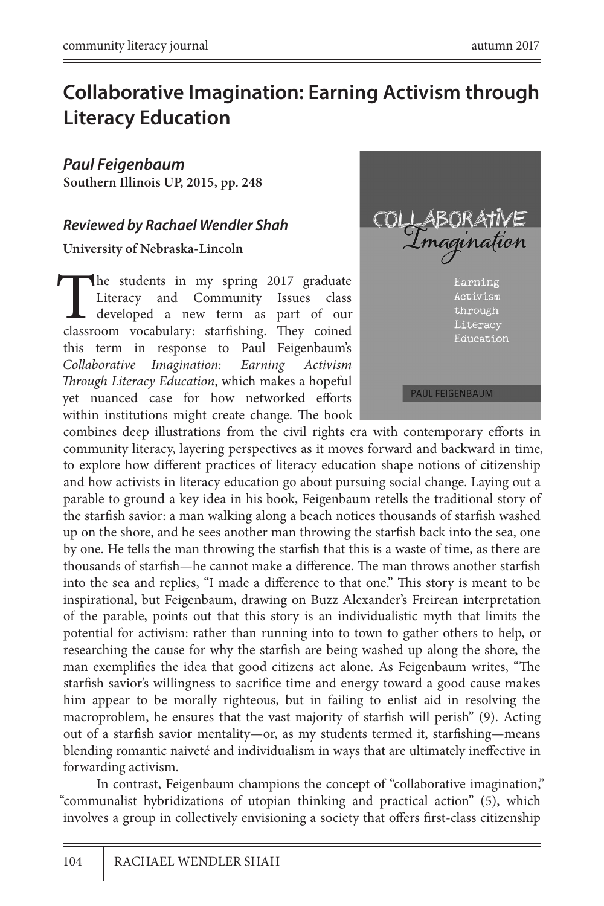# Collaborative Imagination: Earning Activism through Literacy Education

***Paul Feigenbaum***
**Southern Illinois UP, 2015, pp. 248**

***Reviewed by Rachael Wendler Shah***
**University of Nebraska-Lincoln**

The students in my spring 2017 graduate Literacy and Community Issues class developed a new term as part of our classroom vocabulary: starfishing. They coined this term in response to Paul Feigenbaum's *Collaborative Imagination: Earning Activism Through Literacy Education*, which makes a hopeful yet nuanced case for how networked efforts within institutions might create change. The book combines deep illustrations from the civil rights era with contemporary efforts in community literacy, layering perspectives as it moves forward and backward in time, to explore how different practices of literacy education shape notions of citizenship and how activists in literacy education go about pursuing social change. Laying out a parable to ground a key idea in his book, Feigenbaum retells the traditional story of the starfish savior: a man walking along a beach notices thousands of starfish washed up on the shore, and he sees another man throwing the starfish back into the sea, one by one. He tells the man throwing the starfish that this is a waste of time, as there are thousands of starfish—he cannot make a difference. The man throws another starfish into the sea and replies, "I made a difference to that one." This story is meant to be inspirational, but Feigenbaum, drawing on Buzz Alexander's Freirean interpretation of the parable, points out that this story is an individualistic myth that limits the potential for activism: rather than running into to town to gather others to help, or researching the cause for why the starfish are being washed up along the shore, the man exemplifies the idea that good citizens act alone. As Feigenbaum writes, "The starfish savior's willingness to sacrifice time and energy toward a good cause makes him appear to be morally righteous, but in failing to enlist aid in resolving the macroproblem, he ensures that the vast majority of starfish will perish" (9). Acting out of a starfish savior mentality—or, as my students termed it, starfishing—means blending romantic naiveté and individualism in ways that are ultimately ineffective in forwarding activism.

In contrast, Feigenbaum champions the concept of "collaborative imagination," "communalist hybridizations of utopian thinking and practical action" (5), which involves a group in collectively envisioning a society that offers first-class citizenship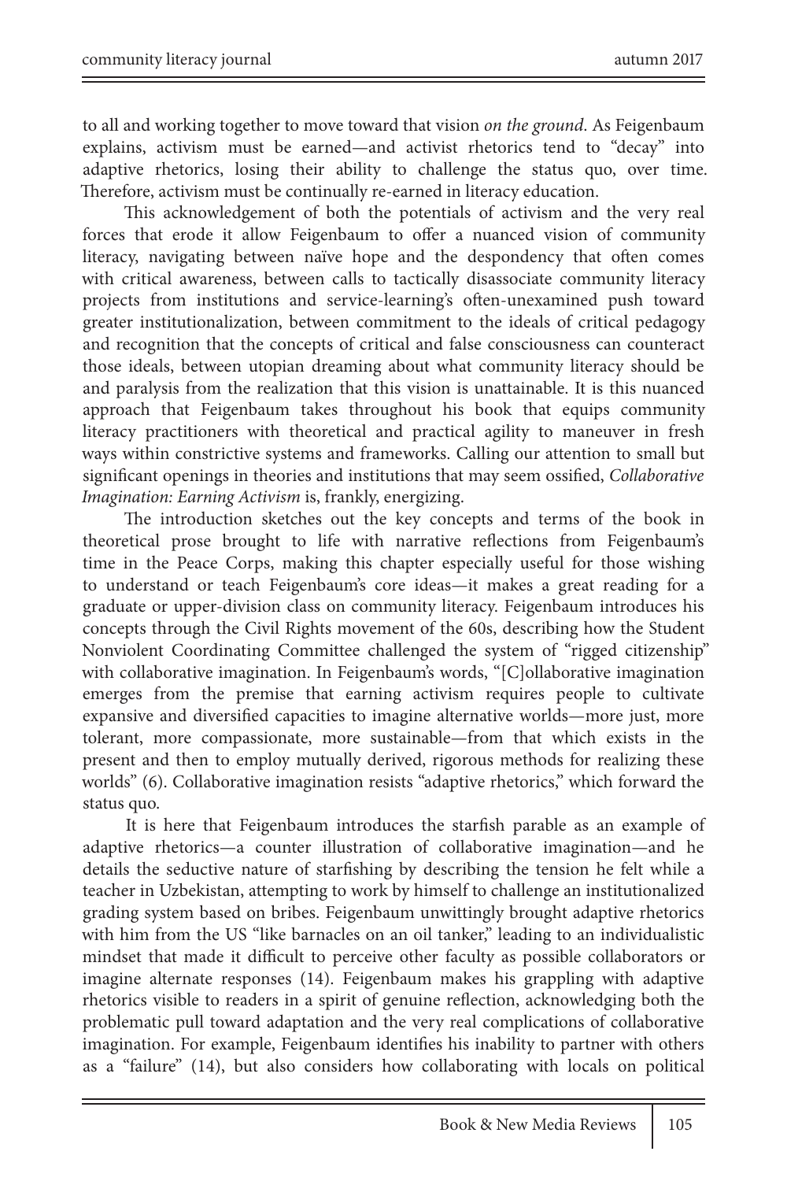to all and working together to move toward that vision *on the ground*. As Feigenbaum explains, activism must be earned—and activist rhetorics tend to "decay" into adaptive rhetorics, losing their ability to challenge the status quo, over time. Therefore, activism must be continually re-earned in literacy education.

This acknowledgement of both the potentials of activism and the very real forces that erode it allow Feigenbaum to offer a nuanced vision of community literacy, navigating between naïve hope and the despondency that often comes with critical awareness, between calls to tactically disassociate community literacy projects from institutions and service-learning's often-unexamined push toward greater institutionalization, between commitment to the ideals of critical pedagogy and recognition that the concepts of critical and false consciousness can counteract those ideals, between utopian dreaming about what community literacy should be and paralysis from the realization that this vision is unattainable. It is this nuanced approach that Feigenbaum takes throughout his book that equips community literacy practitioners with theoretical and practical agility to maneuver in fresh ways within constrictive systems and frameworks. Calling our attention to small but significant openings in theories and institutions that may seem ossified, *Collaborative Imagination: Earning Activism* is, frankly, energizing.

The introduction sketches out the key concepts and terms of the book in theoretical prose brought to life with narrative reflections from Feigenbaum's time in the Peace Corps, making this chapter especially useful for those wishing to understand or teach Feigenbaum's core ideas—it makes a great reading for a graduate or upper-division class on community literacy. Feigenbaum introduces his concepts through the Civil Rights movement of the 60s, describing how the Student Nonviolent Coordinating Committee challenged the system of "rigged citizenship" with collaborative imagination. In Feigenbaum's words, "[C]ollaborative imagination emerges from the premise that earning activism requires people to cultivate expansive and diversified capacities to imagine alternative worlds—more just, more tolerant, more compassionate, more sustainable—from that which exists in the present and then to employ mutually derived, rigorous methods for realizing these worlds" (6). Collaborative imagination resists "adaptive rhetorics," which forward the status quo.

It is here that Feigenbaum introduces the starfish parable as an example of adaptive rhetorics—a counter illustration of collaborative imagination—and he details the seductive nature of starfishing by describing the tension he felt while a teacher in Uzbekistan, attempting to work by himself to challenge an institutionalized grading system based on bribes. Feigenbaum unwittingly brought adaptive rhetorics with him from the US "like barnacles on an oil tanker," leading to an individualistic mindset that made it difficult to perceive other faculty as possible collaborators or imagine alternate responses (14). Feigenbaum makes his grappling with adaptive rhetorics visible to readers in a spirit of genuine reflection, acknowledging both the problematic pull toward adaptation and the very real complications of collaborative imagination. For example, Feigenbaum identifies his inability to partner with others as a "failure" (14), but also considers how collaborating with locals on political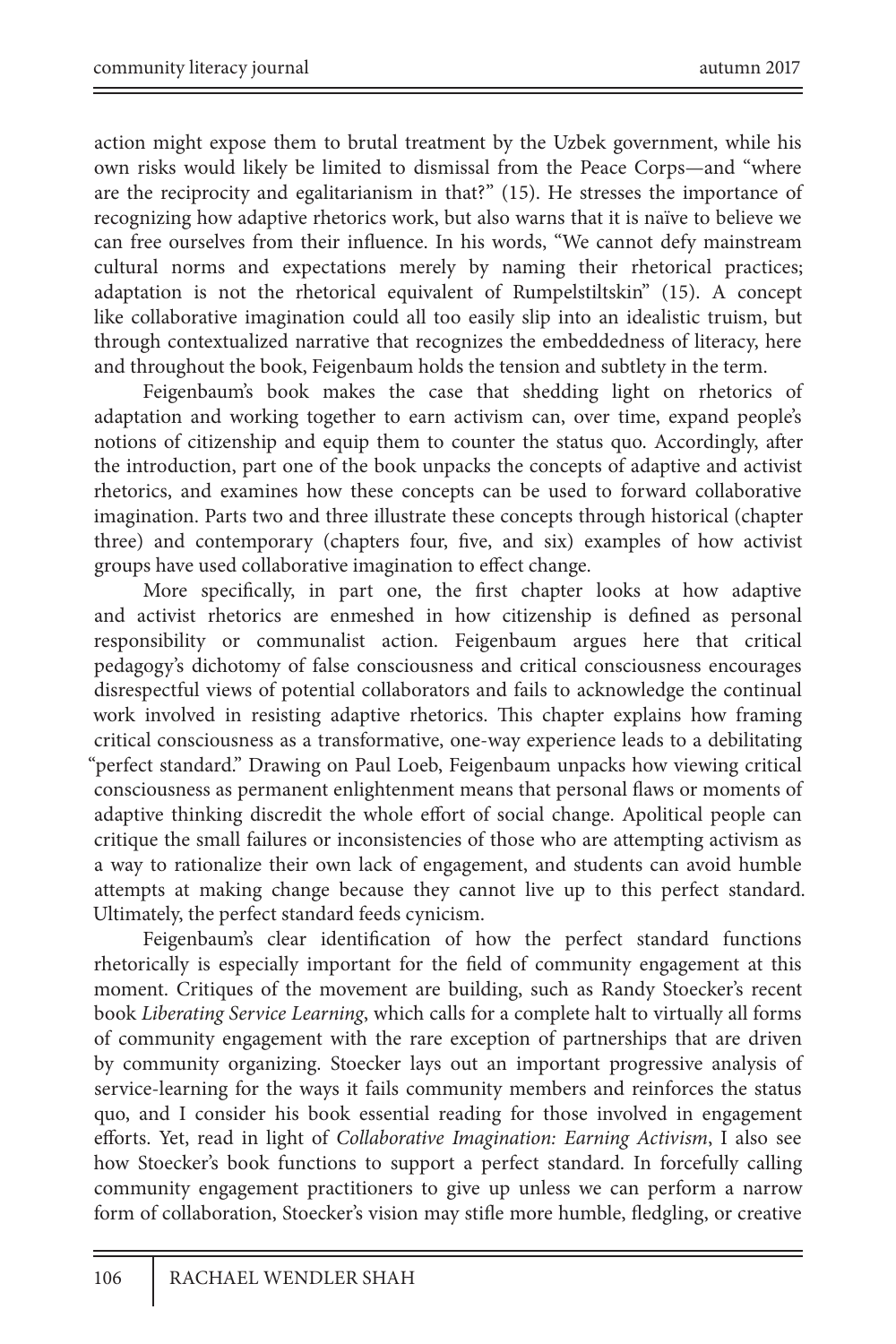action might expose them to brutal treatment by the Uzbek government, while his own risks would likely be limited to dismissal from the Peace Corps—and "where are the reciprocity and egalitarianism in that?" (15). He stresses the importance of recognizing how adaptive rhetorics work, but also warns that it is naïve to believe we can free ourselves from their influence. In his words, "We cannot defy mainstream cultural norms and expectations merely by naming their rhetorical practices; adaptation is not the rhetorical equivalent of Rumpelstiltskin" (15). A concept like collaborative imagination could all too easily slip into an idealistic truism, but through contextualized narrative that recognizes the embeddedness of literacy, here and throughout the book, Feigenbaum holds the tension and subtlety in the term.

Feigenbaum's book makes the case that shedding light on rhetorics of adaptation and working together to earn activism can, over time, expand people's notions of citizenship and equip them to counter the status quo. Accordingly, after the introduction, part one of the book unpacks the concepts of adaptive and activist rhetorics, and examines how these concepts can be used to forward collaborative imagination. Parts two and three illustrate these concepts through historical (chapter three) and contemporary (chapters four, five, and six) examples of how activist groups have used collaborative imagination to effect change.

More specifically, in part one, the first chapter looks at how adaptive and activist rhetorics are enmeshed in how citizenship is defined as personal responsibility or communalist action. Feigenbaum argues here that critical pedagogy's dichotomy of false consciousness and critical consciousness encourages disrespectful views of potential collaborators and fails to acknowledge the continual work involved in resisting adaptive rhetorics. This chapter explains how framing critical consciousness as a transformative, one-way experience leads to a debilitating "perfect standard." Drawing on Paul Loeb, Feigenbaum unpacks how viewing critical consciousness as permanent enlightenment means that personal flaws or moments of adaptive thinking discredit the whole effort of social change. Apolitical people can critique the small failures or inconsistencies of those who are attempting activism as a way to rationalize their own lack of engagement, and students can avoid humble attempts at making change because they cannot live up to this perfect standard. Ultimately, the perfect standard feeds cynicism.

Feigenbaum's clear identification of how the perfect standard functions rhetorically is especially important for the field of community engagement at this moment. Critiques of the movement are building, such as Randy Stoecker's recent book *Liberating Service Learning*, which calls for a complete halt to virtually all forms of community engagement with the rare exception of partnerships that are driven by community organizing. Stoecker lays out an important progressive analysis of service-learning for the ways it fails community members and reinforces the status quo, and I consider his book essential reading for those involved in engagement efforts. Yet, read in light of *Collaborative Imagination: Earning Activism*, I also see how Stoecker's book functions to support a perfect standard. In forcefully calling community engagement practitioners to give up unless we can perform a narrow form of collaboration, Stoecker's vision may stifle more humble, fledgling, or creative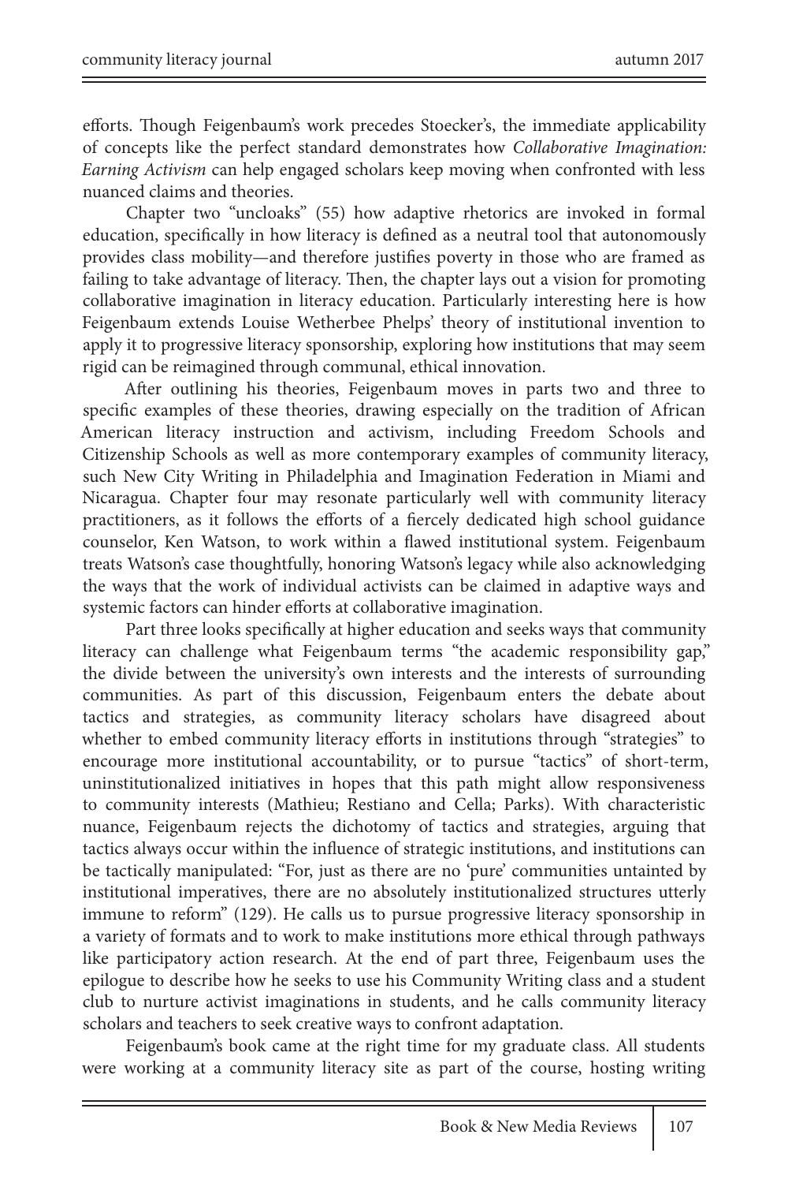efforts. Though Feigenbaum's work precedes Stoecker's, the immediate applicability of concepts like the perfect standard demonstrates how *Collaborative Imagination: Earning Activism* can help engaged scholars keep moving when confronted with less nuanced claims and theories.

Chapter two "uncloaks" (55) how adaptive rhetorics are invoked in formal education, specifically in how literacy is defined as a neutral tool that autonomously provides class mobility—and therefore justifies poverty in those who are framed as failing to take advantage of literacy. Then, the chapter lays out a vision for promoting collaborative imagination in literacy education. Particularly interesting here is how Feigenbaum extends Louise Wetherbee Phelps' theory of institutional invention to apply it to progressive literacy sponsorship, exploring how institutions that may seem rigid can be reimagined through communal, ethical innovation.

After outlining his theories, Feigenbaum moves in parts two and three to specific examples of these theories, drawing especially on the tradition of African American literacy instruction and activism, including Freedom Schools and Citizenship Schools as well as more contemporary examples of community literacy, such New City Writing in Philadelphia and Imagination Federation in Miami and Nicaragua. Chapter four may resonate particularly well with community literacy practitioners, as it follows the efforts of a fiercely dedicated high school guidance counselor, Ken Watson, to work within a flawed institutional system. Feigenbaum treats Watson's case thoughtfully, honoring Watson's legacy while also acknowledging the ways that the work of individual activists can be claimed in adaptive ways and systemic factors can hinder efforts at collaborative imagination.

Part three looks specifically at higher education and seeks ways that community literacy can challenge what Feigenbaum terms "the academic responsibility gap," the divide between the university's own interests and the interests of surrounding communities. As part of this discussion, Feigenbaum enters the debate about tactics and strategies, as community literacy scholars have disagreed about whether to embed community literacy efforts in institutions through "strategies" to encourage more institutional accountability, or to pursue "tactics" of short-term, uninstitutionalized initiatives in hopes that this path might allow responsiveness to community interests (Mathieu; Restiano and Cella; Parks). With characteristic nuance, Feigenbaum rejects the dichotomy of tactics and strategies, arguing that tactics always occur within the influence of strategic institutions, and institutions can be tactically manipulated: "For, just as there are no 'pure' communities untainted by institutional imperatives, there are no absolutely institutionalized structures utterly immune to reform" (129). He calls us to pursue progressive literacy sponsorship in a variety of formats and to work to make institutions more ethical through pathways like participatory action research. At the end of part three, Feigenbaum uses the epilogue to describe how he seeks to use his Community Writing class and a student club to nurture activist imaginations in students, and he calls community literacy scholars and teachers to seek creative ways to confront adaptation.

Feigenbaum's book came at the right time for my graduate class. All students were working at a community literacy site as part of the course, hosting writing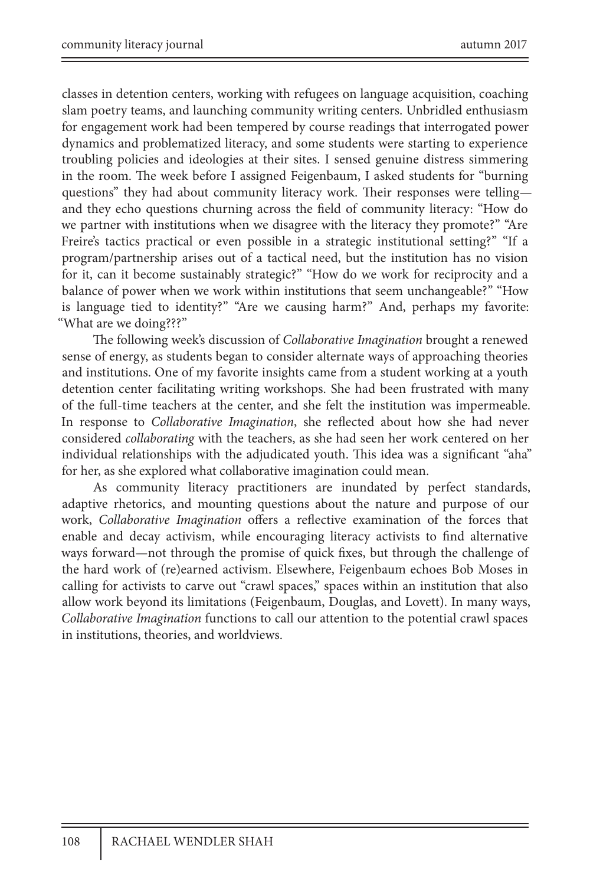classes in detention centers, working with refugees on language acquisition, coaching slam poetry teams, and launching community writing centers. Unbridled enthusiasm for engagement work had been tempered by course readings that interrogated power dynamics and problematized literacy, and some students were starting to experience troubling policies and ideologies at their sites. I sensed genuine distress simmering in the room. The week before I assigned Feigenbaum, I asked students for "burning questions" they had about community literacy work. Their responses were telling—and they echo questions churning across the field of community literacy: "How do we partner with institutions when we disagree with the literacy they promote?" "Are Freire's tactics practical or even possible in a strategic institutional setting?" "If a program/partnership arises out of a tactical need, but the institution has no vision for it, can it become sustainably strategic?" "How do we work for reciprocity and a balance of power when we work within institutions that seem unchangeable?" "How is language tied to identity?" "Are we causing harm?" And, perhaps my favorite: "What are we doing???"

The following week's discussion of *Collaborative Imagination* brought a renewed sense of energy, as students began to consider alternate ways of approaching theories and institutions. One of my favorite insights came from a student working at a youth detention center facilitating writing workshops. She had been frustrated with many of the full-time teachers at the center, and she felt the institution was impermeable. In response to *Collaborative Imagination*, she reflected about how she had never considered *collaborating* with the teachers, as she had seen her work centered on her individual relationships with the adjudicated youth. This idea was a significant "aha" for her, as she explored what collaborative imagination could mean.

As community literacy practitioners are inundated by perfect standards, adaptive rhetorics, and mounting questions about the nature and purpose of our work, *Collaborative Imagination* offers a reflective examination of the forces that enable and decay activism, while encouraging literacy activists to find alternative ways forward—not through the promise of quick fixes, but through the challenge of the hard work of (re)earned activism. Elsewhere, Feigenbaum echoes Bob Moses in calling for activists to carve out "crawl spaces," spaces within an institution that also allow work beyond its limitations (Feigenbaum, Douglas, and Lovett). In many ways, *Collaborative Imagination* functions to call our attention to the potential crawl spaces in institutions, theories, and worldviews.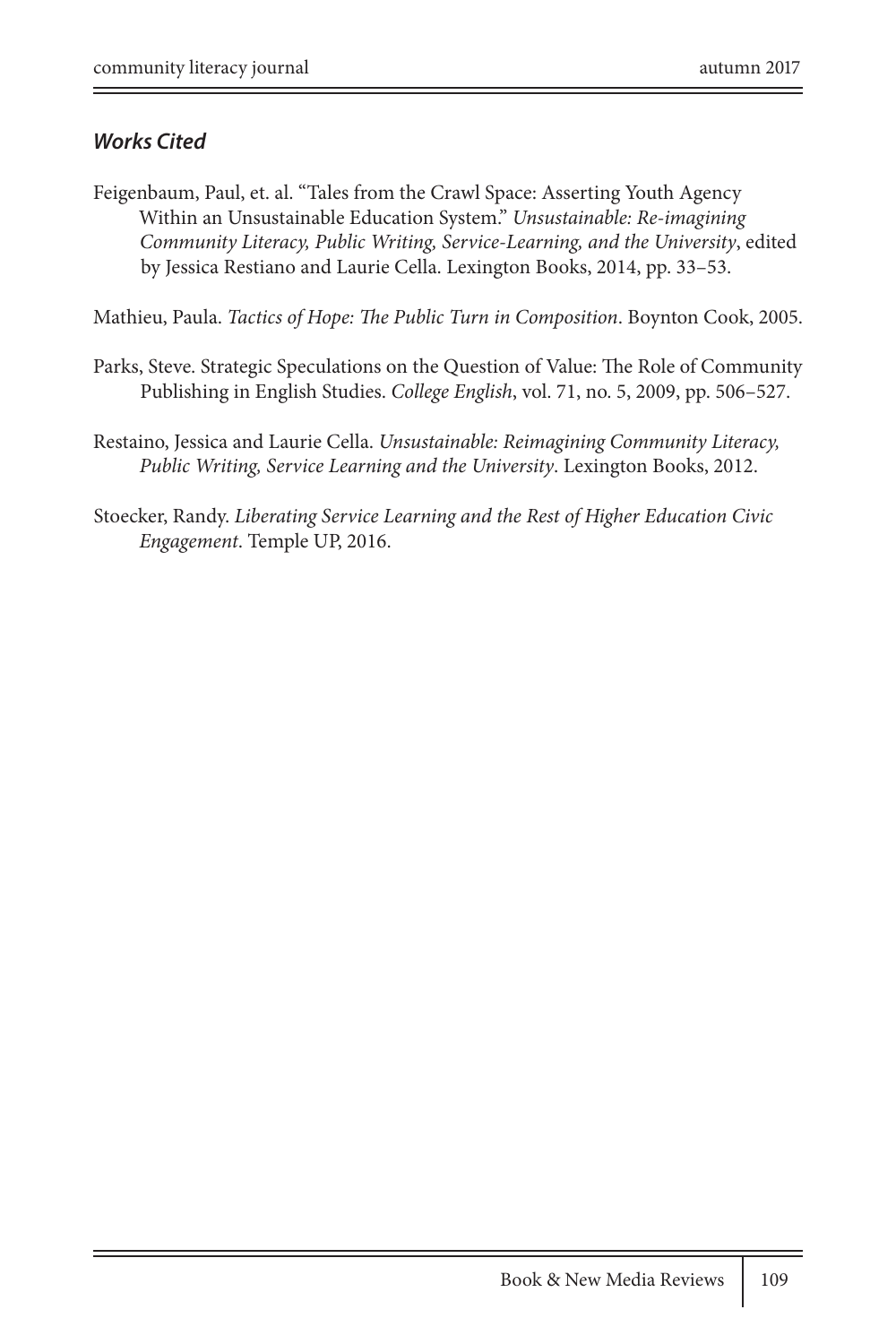### *Works Cited*

Feigenbaum, Paul, et. al. "Tales from the Crawl Space: Asserting Youth Agency Within an Unsustainable Education System." *Unsustainable: Re-imagining Community Literacy, Public Writing, Service-Learning, and the University*, edited by Jessica Restiano and Laurie Cella. Lexington Books, 2014, pp. 33–53.

Mathieu, Paula. *Tactics of Hope: The Public Turn in Composition*. Boynton Cook, 2005.

Parks, Steve. Strategic Speculations on the Question of Value: The Role of Community Publishing in English Studies. *College English*, vol. 71, no. 5, 2009, pp. 506–527.

Restaino, Jessica and Laurie Cella. *Unsustainable: Reimagining Community Literacy, Public Writing, Service Learning and the University*. Lexington Books, 2012.

Stoecker, Randy. *Liberating Service Learning and the Rest of Higher Education Civic Engagement*. Temple UP, 2016.